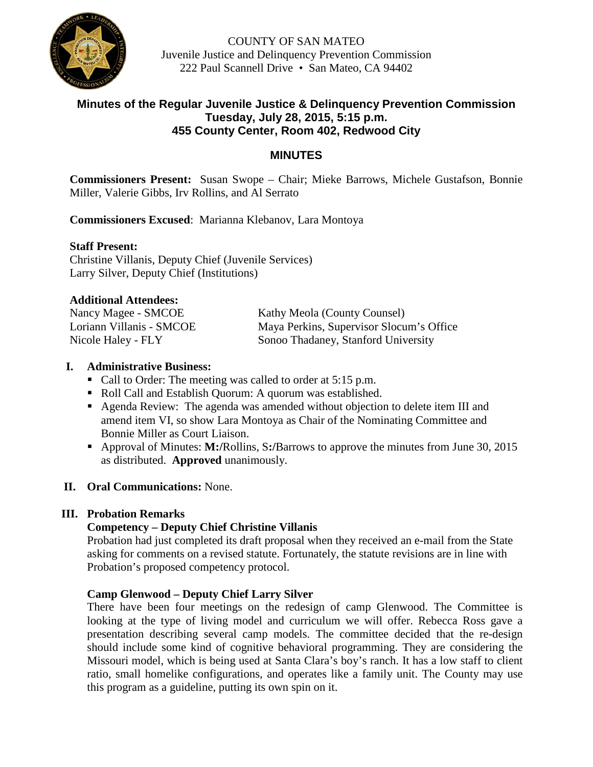COUNTY OF SAN MATEO
Juvenile Justice and Delinquency Prevention Commission
222 Paul Scannell Drive • San Mateo, CA 94402

# Minutes of the Regular Juvenile Justice & Delinquency Prevention Commission
## Tuesday, July 28, 2015, 5:15 p.m.
## 455 County Center, Room 402, Redwood City

## MINUTES

**Commissioners Present:** Susan Swope – Chair; Mieke Barrows, Michele Gustafson, Bonnie Miller, Valerie Gibbs, Irv Rollins, and Al Serrato

**Commissioners Excused**: Marianna Klebanov, Lara Montoya

**Staff Present:**
Christine Villanis, Deputy Chief (Juvenile Services)
Larry Silver, Deputy Chief (Institutions)

**Additional Attendees:**
Nancy Magee - SMCOE
Loriann Villanis - SMCOE
Nicole Haley - FLY
Kathy Meola (County Counsel)
Maya Perkins, Supervisor Slocum's Office
Sonoo Thadaney, Stanford University

**I. Administrative Business:**

- Call to Order: The meeting was called to order at 5:15 p.m.
- Roll Call and Establish Quorum: A quorum was established.
- Agenda Review: The agenda was amended without objection to delete item III and amend item VI, so show Lara Montoya as Chair of the Nominating Committee and Bonnie Miller as Court Liaison.
- Approval of Minutes: **M:/**Rollins, S**:/**Barrows to approve the minutes from June 30, 2015 as distributed. **Approved** unanimously.

**II. Oral Communications:** None.

**III. Probation Remarks**

**Competency – Deputy Chief Christine Villanis**

Probation had just completed its draft proposal when they received an e-mail from the State asking for comments on a revised statute. Fortunately, the statute revisions are in line with Probation's proposed competency protocol.

**Camp Glenwood – Deputy Chief Larry Silver**

There have been four meetings on the redesign of camp Glenwood. The Committee is looking at the type of living model and curriculum we will offer. Rebecca Ross gave a presentation describing several camp models. The committee decided that the re-design should include some kind of cognitive behavioral programming. They are considering the Missouri model, which is being used at Santa Clara's boy's ranch. It has a low staff to client ratio, small homelike configurations, and operates like a family unit. The County may use this program as a guideline, putting its own spin on it.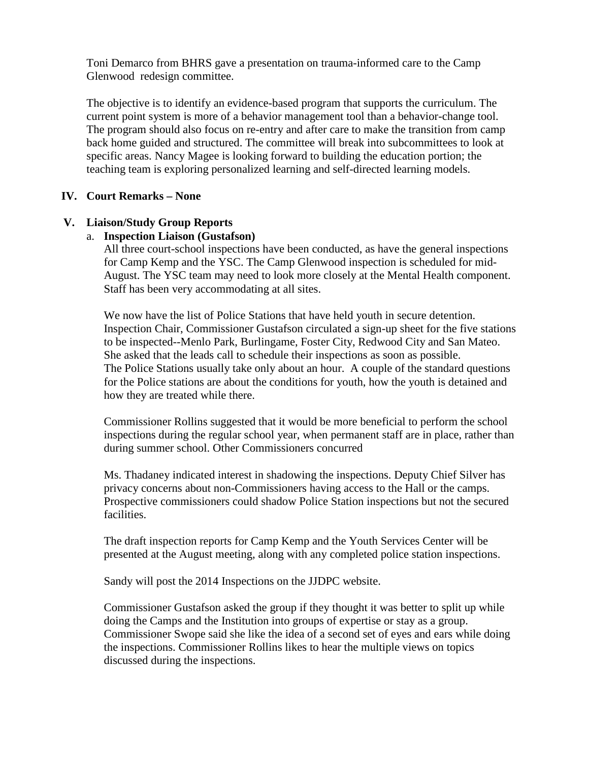Toni Demarco from BHRS gave a presentation on trauma-informed care to the Camp Glenwood redesign committee.

The objective is to identify an evidence-based program that supports the curriculum. The current point system is more of a behavior management tool than a behavior-change tool. The program should also focus on re-entry and after care to make the transition from camp back home guided and structured. The committee will break into subcommittees to look at specific areas. Nancy Magee is looking forward to building the education portion; the teaching team is exploring personalized learning and self-directed learning models.

## IV. Court Remarks – None

## V. Liaison/Study Group Reports

### a. Inspection Liaison (Gustafson)

All three court-school inspections have been conducted, as have the general inspections for Camp Kemp and the YSC. The Camp Glenwood inspection is scheduled for mid-August. The YSC team may need to look more closely at the Mental Health component. Staff has been very accommodating at all sites.

We now have the list of Police Stations that have held youth in secure detention. Inspection Chair, Commissioner Gustafson circulated a sign-up sheet for the five stations to be inspected--Menlo Park, Burlingame, Foster City, Redwood City and San Mateo. She asked that the leads call to schedule their inspections as soon as possible. The Police Stations usually take only about an hour. A couple of the standard questions for the Police stations are about the conditions for youth, how the youth is detained and how they are treated while there.

Commissioner Rollins suggested that it would be more beneficial to perform the school inspections during the regular school year, when permanent staff are in place, rather than during summer school. Other Commissioners concurred

Ms. Thadaney indicated interest in shadowing the inspections. Deputy Chief Silver has privacy concerns about non-Commissioners having access to the Hall or the camps. Prospective commissioners could shadow Police Station inspections but not the secured facilities.

The draft inspection reports for Camp Kemp and the Youth Services Center will be presented at the August meeting, along with any completed police station inspections.

Sandy will post the 2014 Inspections on the JJDPC website.

Commissioner Gustafson asked the group if they thought it was better to split up while doing the Camps and the Institution into groups of expertise or stay as a group. Commissioner Swope said she like the idea of a second set of eyes and ears while doing the inspections. Commissioner Rollins likes to hear the multiple views on topics discussed during the inspections.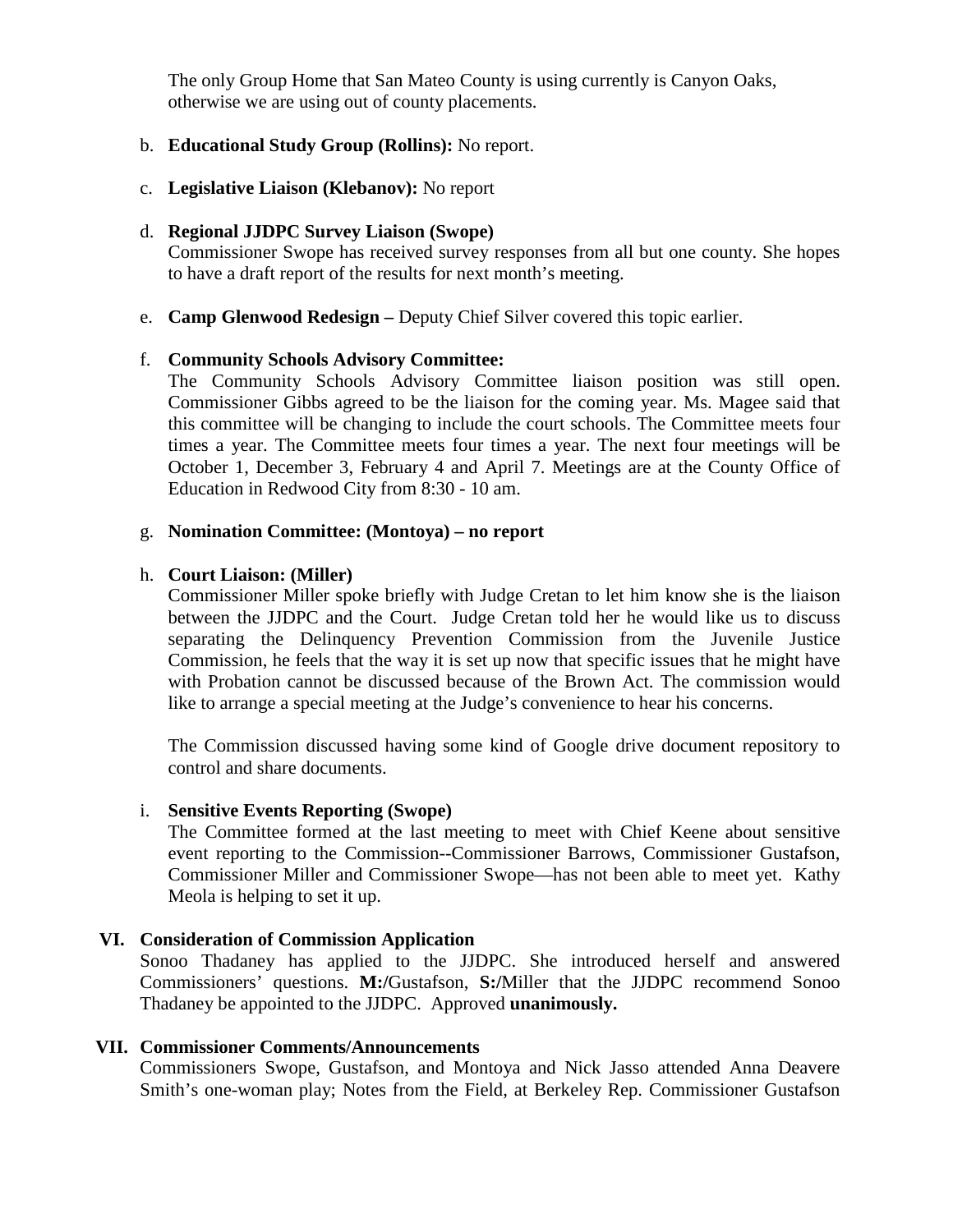The only Group Home that San Mateo County is using currently is Canyon Oaks, otherwise we are using out of county placements.

b. **Educational Study Group (Rollins):** No report.

c. **Legislative Liaison (Klebanov):** No report

d. **Regional JJDPC Survey Liaison (Swope)**
Commissioner Swope has received survey responses from all but one county. She hopes to have a draft report of the results for next month's meeting.

e. **Camp Glenwood Redesign –** Deputy Chief Silver covered this topic earlier.

f. **Community Schools Advisory Committee:**
The Community Schools Advisory Committee liaison position was still open. Commissioner Gibbs agreed to be the liaison for the coming year. Ms. Magee said that this committee will be changing to include the court schools. The Committee meets four times a year. The Committee meets four times a year. The next four meetings will be October 1, December 3, February 4 and April 7. Meetings are at the County Office of Education in Redwood City from 8:30 - 10 am.

g. **Nomination Committee: (Montoya) – no report**

h. **Court Liaison: (Miller)**
Commissioner Miller spoke briefly with Judge Cretan to let him know she is the liaison between the JJDPC and the Court. Judge Cretan told her he would like us to discuss separating the Delinquency Prevention Commission from the Juvenile Justice Commission, he feels that the way it is set up now that specific issues that he might have with Probation cannot be discussed because of the Brown Act. The commission would like to arrange a special meeting at the Judge's convenience to hear his concerns.

The Commission discussed having some kind of Google drive document repository to control and share documents.

i. **Sensitive Events Reporting (Swope)**
The Committee formed at the last meeting to meet with Chief Keene about sensitive event reporting to the Commission--Commissioner Barrows, Commissioner Gustafson, Commissioner Miller and Commissioner Swope—has not been able to meet yet. Kathy Meola is helping to set it up.

## VI. Consideration of Commission Application

Sonoo Thadaney has applied to the JJDPC. She introduced herself and answered Commissioners' questions. **M:/**Gustafson, **S:/**Miller that the JJDPC recommend Sonoo Thadaney be appointed to the JJDPC. Approved **unanimously.**

## VII. Commissioner Comments/Announcements

Commissioners Swope, Gustafson, and Montoya and Nick Jasso attended Anna Deavere Smith's one-woman play; Notes from the Field, at Berkeley Rep. Commissioner Gustafson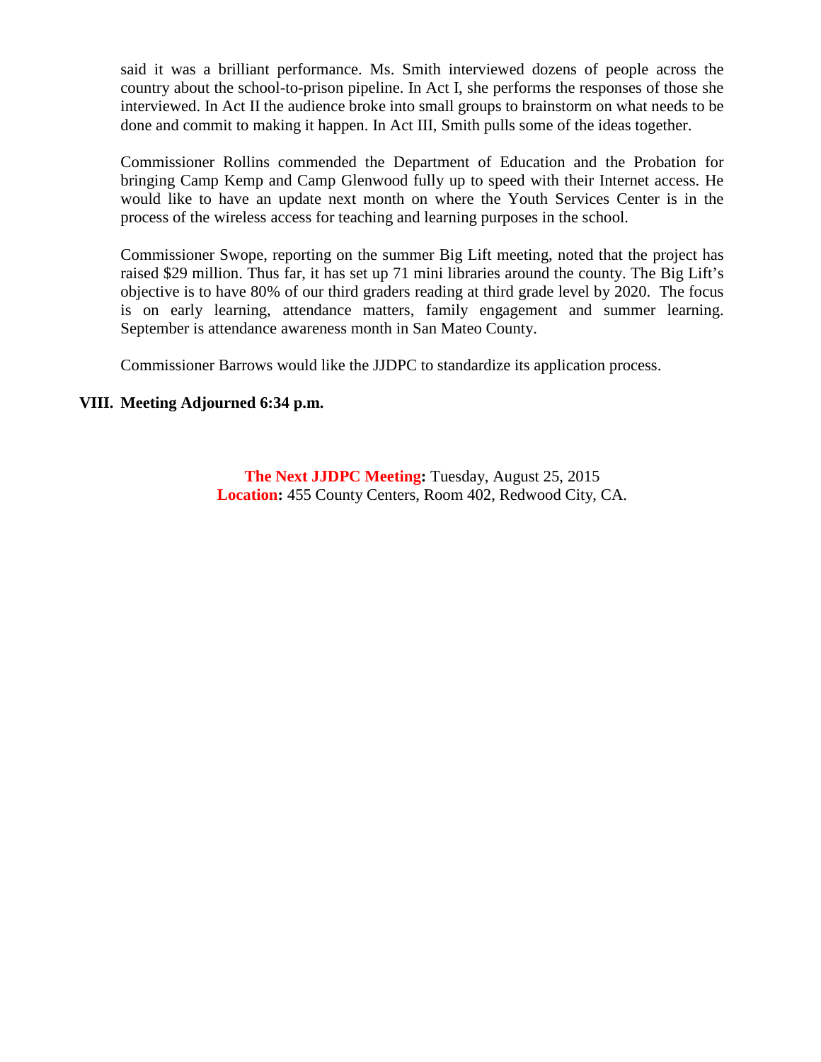said it was a brilliant performance. Ms. Smith interviewed dozens of people across the country about the school-to-prison pipeline. In Act I, she performs the responses of those she interviewed. In Act II the audience broke into small groups to brainstorm on what needs to be done and commit to making it happen. In Act III, Smith pulls some of the ideas together.

Commissioner Rollins commended the Department of Education and the Probation for bringing Camp Kemp and Camp Glenwood fully up to speed with their Internet access. He would like to have an update next month on where the Youth Services Center is in the process of the wireless access for teaching and learning purposes in the school.

Commissioner Swope, reporting on the summer Big Lift meeting, noted that the project has raised $29 million. Thus far, it has set up 71 mini libraries around the county. The Big Lift's objective is to have 80% of our third graders reading at third grade level by 2020. The focus is on early learning, attendance matters, family engagement and summer learning. September is attendance awareness month in San Mateo County.

Commissioner Barrows would like the JJDPC to standardize its application process.

## VIII. Meeting Adjourned 6:34 p.m.

**The Next JJDPC Meeting:** Tuesday, August 25, 2015
**Location:** 455 County Centers, Room 402, Redwood City, CA.